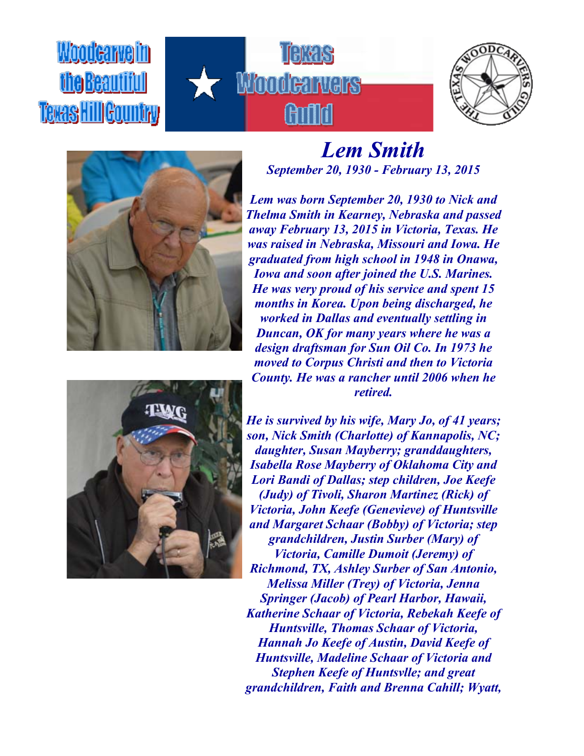Woodcarve in the Beautiful Texas Hill Country

Texas Woodcarvers Guild

# *Lem Smith*

***September 20, 1930 - February 13, 2015***

***Lem was born September 20, 1930 to Nick and Thelma Smith in Kearney, Nebraska and passed away February 13, 2015 in Victoria, Texas. He was raised in Nebraska, Missouri and Iowa. He graduated from high school in 1948 in Onawa, Iowa and soon after joined the U.S. Marines. He was very proud of his service and spent 15 months in Korea. Upon being discharged, he worked in Dallas and eventually settling in Duncan, OK for many years where he was a design draftsman for Sun Oil Co. In 1973 he moved to Corpus Christi and then to Victoria County. He was a rancher until 2006 when he retired.***

***He is survived by his wife, Mary Jo, of 41 years; son, Nick Smith (Charlotte) of Kannapolis, NC; daughter, Susan Mayberry; granddaughters, Isabella Rose Mayberry of Oklahoma City and Lori Bandi of Dallas; step children, Joe Keefe (Judy) of Tivoli, Sharon Martinez (Rick) of Victoria, John Keefe (Genevieve) of Huntsville and Margaret Schaar (Bobby) of Victoria; step grandchildren, Justin Surber (Mary) of Victoria, Camille Dumoit (Jeremy) of Richmond, TX, Ashley Surber of San Antonio, Melissa Miller (Trey) of Victoria, Jenna Springer (Jacob) of Pearl Harbor, Hawaii, Katherine Schaar of Victoria, Rebekah Keefe of Huntsville, Thomas Schaar of Victoria, Hannah Jo Keefe of Austin, David Keefe of Huntsville, Madeline Schaar of Victoria and Stephen Keefe of Huntsvlle; and great grandchildren, Faith and Brenna Cahill; Wyatt,***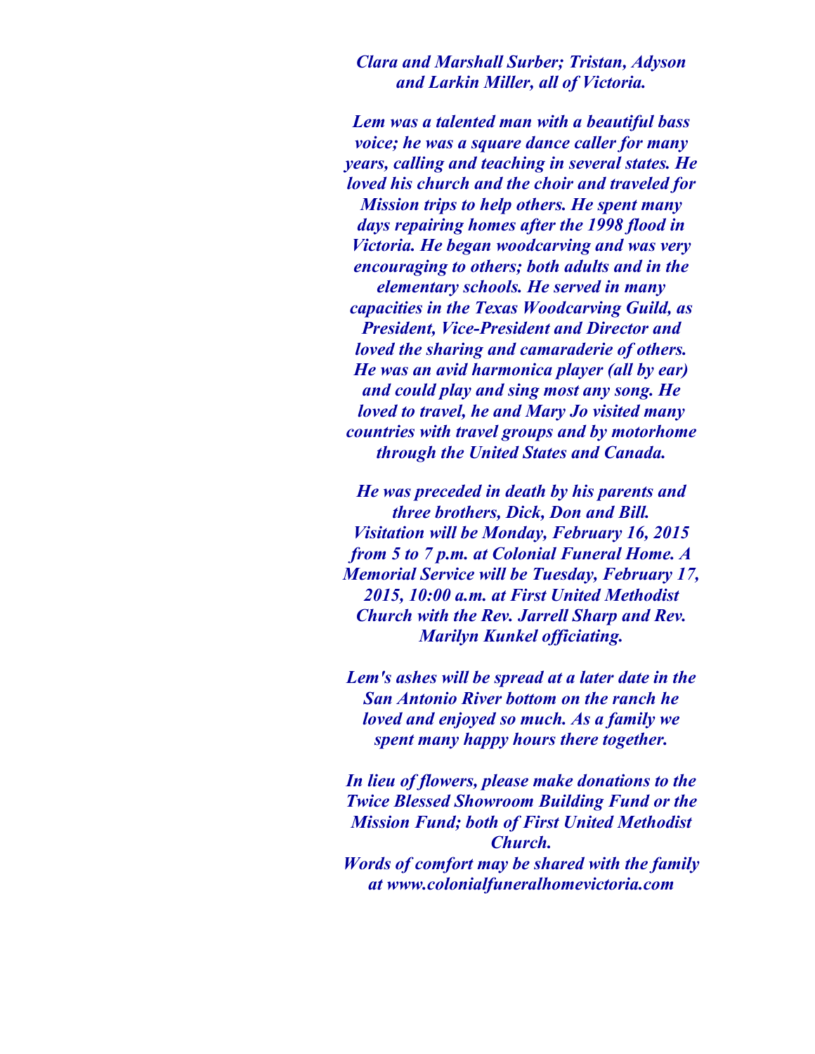*Clara and Marshall Surber; Tristan, Adyson and Larkin Miller, all of Victoria.*

*Lem was a talented man with a beautiful bass voice; he was a square dance caller for many years, calling and teaching in several states. He loved his church and the choir and traveled for Mission trips to help others. He spent many days repairing homes after the 1998 flood in Victoria. He began woodcarving and was very encouraging to others; both adults and in the elementary schools. He served in many capacities in the Texas Woodcarving Guild, as President, Vice-President and Director and loved the sharing and camaraderie of others. He was an avid harmonica player (all by ear) and could play and sing most any song. He loved to travel, he and Mary Jo visited many countries with travel groups and by motorhome through the United States and Canada.*

*He was preceded in death by his parents and three brothers, Dick, Don and Bill. Visitation will be Monday, February 16, 2015 from 5 to 7 p.m. at Colonial Funeral Home. A Memorial Service will be Tuesday, February 17, 2015, 10:00 a.m. at First United Methodist Church with the Rev. Jarrell Sharp and Rev. Marilyn Kunkel officiating.*

*Lem's ashes will be spread at a later date in the San Antonio River bottom on the ranch he loved and enjoyed so much. As a family we spent many happy hours there together.*

*In lieu of flowers, please make donations to the Twice Blessed Showroom Building Fund or the Mission Fund; both of First United Methodist Church.*
*Words of comfort may be shared with the family at www.colonialfuneralhomevictoria.com*